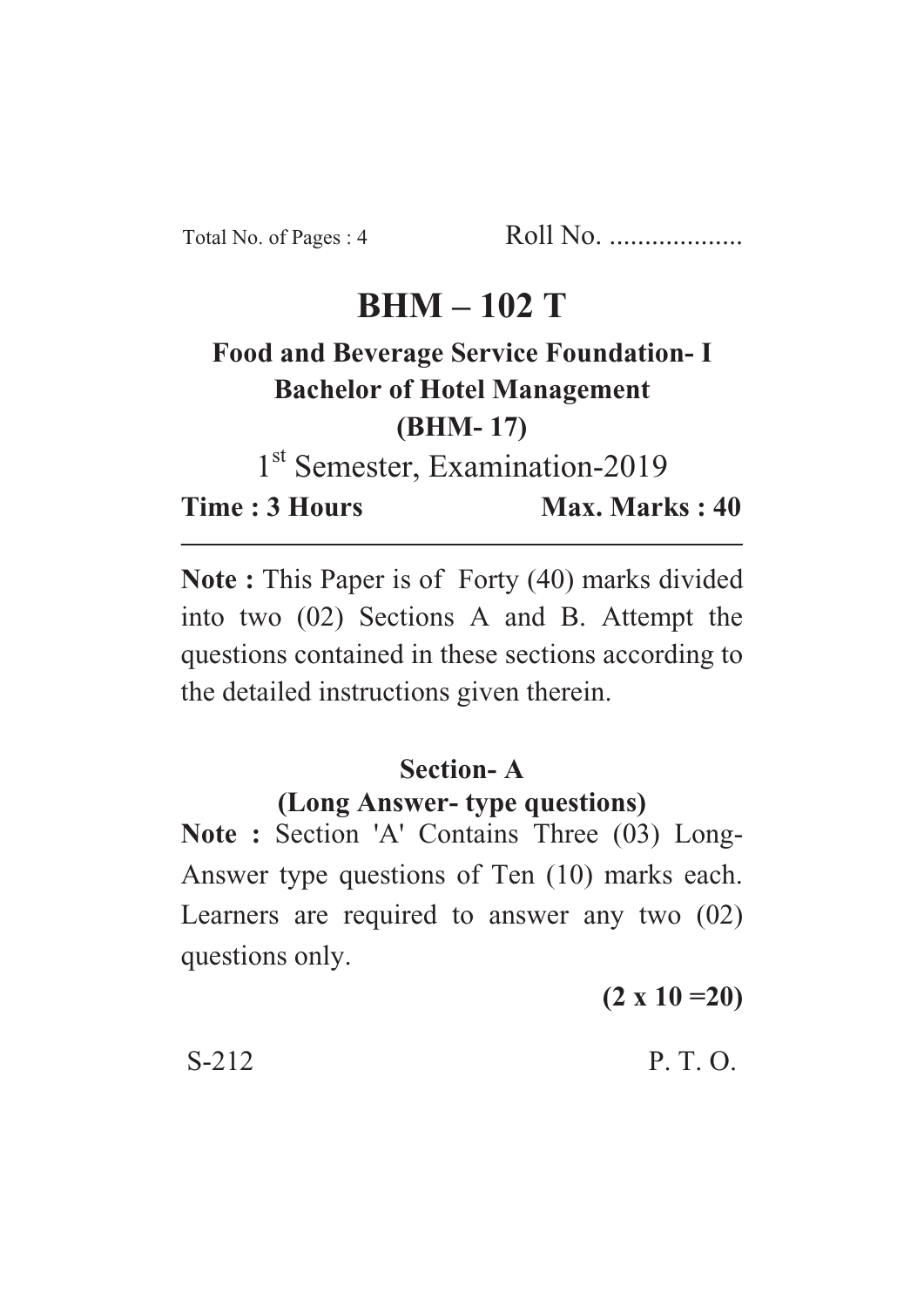Total No. of Pages : 4 Roll No. ...................

# BHM – 102 T

**Food and Beverage Service Foundation- I**
**Bachelor of Hotel Management**
**(BHM- 17)**

1st Semester, Examination-2019

**Time : 3 Hours** **Max. Marks : 40**

---

**Note :** This Paper is of Forty (40) marks divided into two (02) Sections A and B. Attempt the questions contained in these sections according to the detailed instructions given therein.

## Section- A

**(Long Answer- type questions)**

**Note :** Section 'A' Contains Three (03) Long-Answer type questions of Ten (10) marks each. Learners are required to answer any two (02) questions only.

**(2 x 10 =20)**

S-212 P. T. O.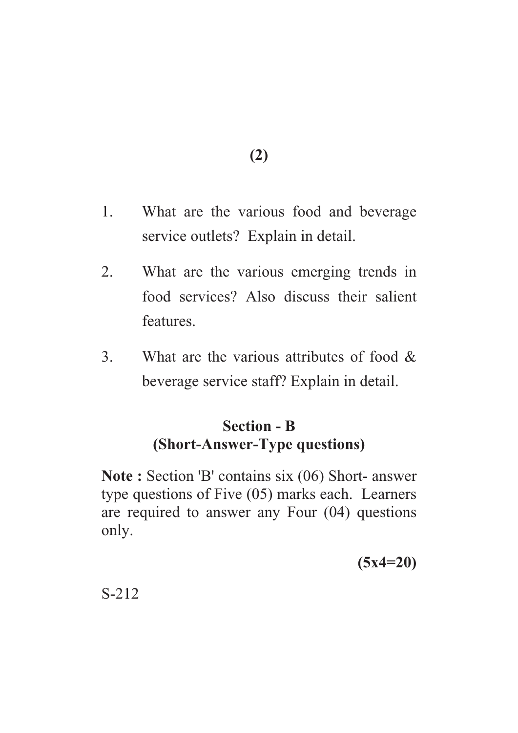1. What are the various food and beverage service outlets? Explain in detail.

2. What are the various emerging trends in food services? Also discuss their salient features.

3. What are the various attributes of food & beverage service staff? Explain in detail.

## Section - B
## (Short-Answer-Type questions)

**Note :** Section 'B' contains six (06) Short- answer type questions of Five (05) marks each. Learners are required to answer any Four (04) questions only.

**(5x4=20)**

S-212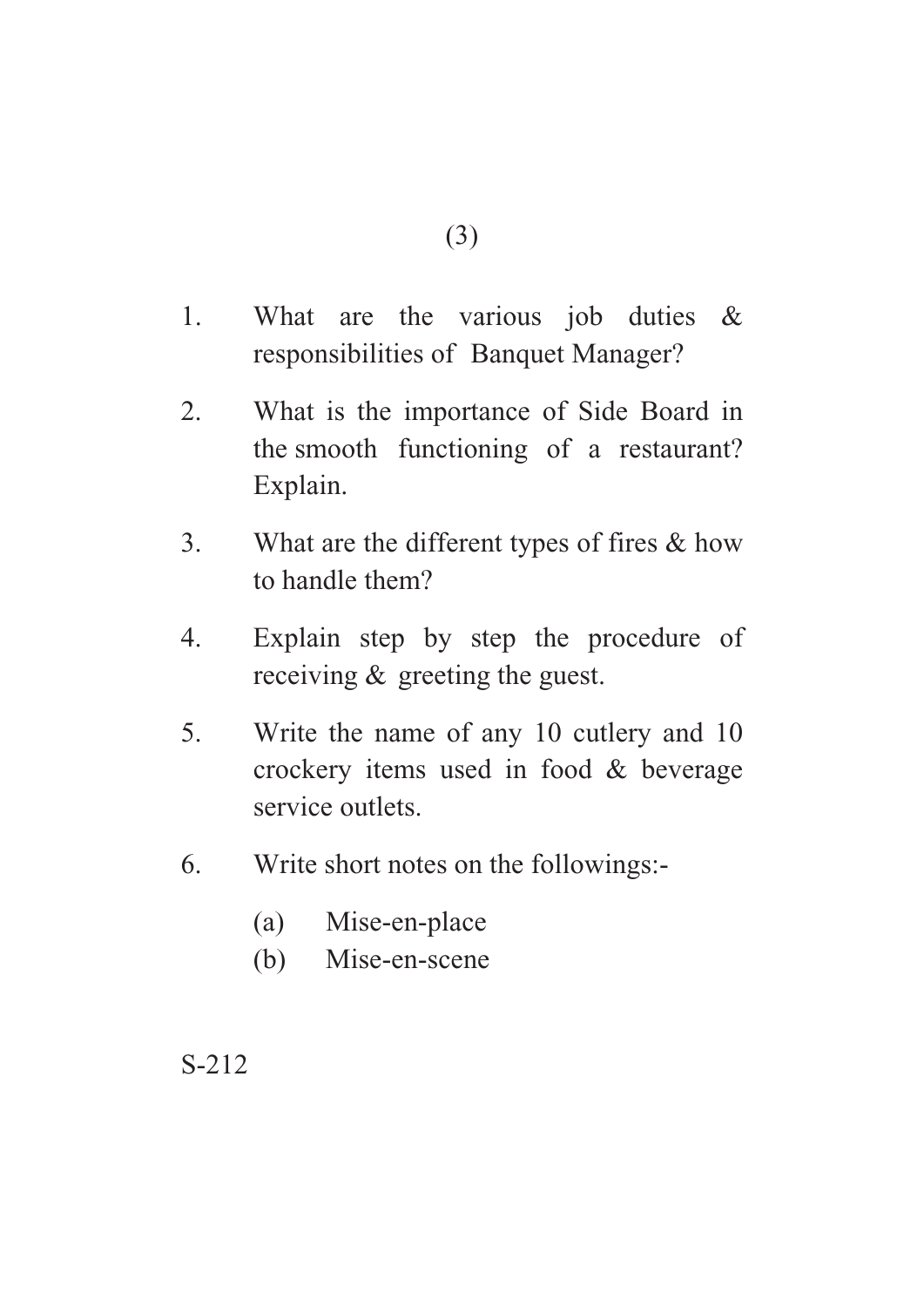1. What are the various job duties & responsibilities of Banquet Manager?

2. What is the importance of Side Board in the smooth functioning of a restaurant? Explain.

3. What are the different types of fires & how to handle them?

4. Explain step by step the procedure of receiving & greeting the guest.

5. Write the name of any 10 cutlery and 10 crockery items used in food & beverage service outlets.

6. Write short notes on the followings:-

   (a) Mise-en-place

   (b) Mise-en-scene

S-212